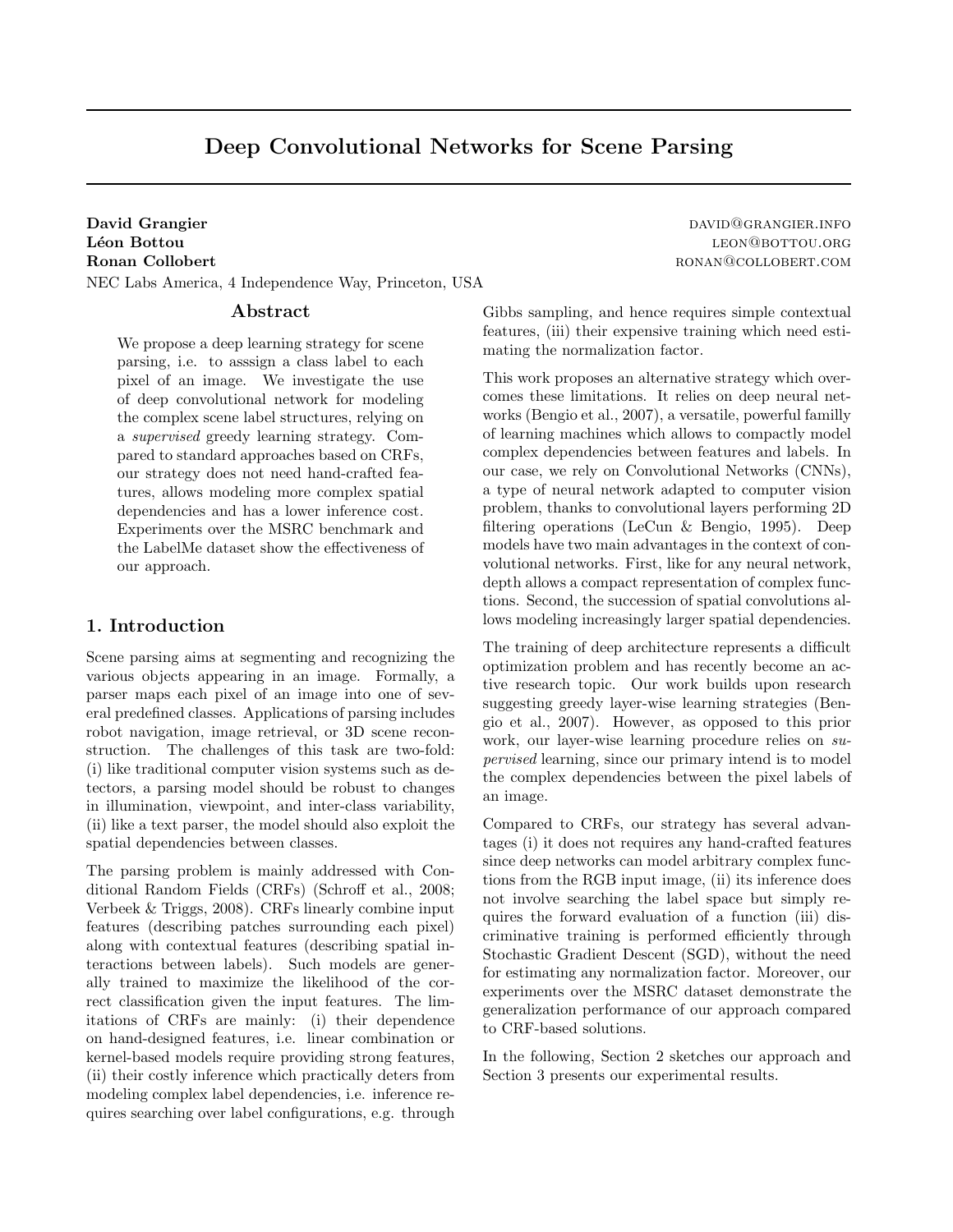# Deep Convolutional Networks for Scene Parsing

**David Grangier** DAVID@GRANGIER.INFO
**Léon Bottou** LEON@BOTTOU.ORG
**Ronan Collobert** RONAN@COLLOBERT.COM

NEC Labs America, 4 Independence Way, Princeton, USA

## Abstract

We propose a deep learning strategy for scene parsing, i.e. to asssign a class label to each pixel of an image. We investigate the use of deep convolutional network for modeling the complex scene label structures, relying on a *supervised* greedy learning strategy. Compared to standard approaches based on CRFs, our strategy does not need hand-crafted features, allows modeling more complex spatial dependencies and has a lower inference cost. Experiments over the MSRC benchmark and the LabelMe dataset show the effectiveness of our approach.

## 1. Introduction

Scene parsing aims at segmenting and recognizing the various objects appearing in an image. Formally, a parser maps each pixel of an image into one of several predefined classes. Applications of parsing includes robot navigation, image retrieval, or 3D scene reconstruction. The challenges of this task are two-fold: (i) like traditional computer vision systems such as detectors, a parsing model should be robust to changes in illumination, viewpoint, and inter-class variability, (ii) like a text parser, the model should also exploit the spatial dependencies between classes.

The parsing problem is mainly addressed with Conditional Random Fields (CRFs) (Schroff et al., 2008; Verbeek & Triggs, 2008). CRFs linearly combine input features (describing patches surrounding each pixel) along with contextual features (describing spatial interactions between labels). Such models are generally trained to maximize the likelihood of the correct classification given the input features. The limitations of CRFs are mainly: (i) their dependence on hand-designed features, i.e. linear combination or kernel-based models require providing strong features, (ii) their costly inference which practically deters from modeling complex label dependencies, i.e. inference requires searching over label configurations, e.g. through Gibbs sampling, and hence requires simple contextual features, (iii) their expensive training which need estimating the normalization factor.

This work proposes an alternative strategy which overcomes these limitations. It relies on deep neural networks (Bengio et al., 2007), a versatile, powerful familly of learning machines which allows to compactly model complex dependencies between features and labels. In our case, we rely on Convolutional Networks (CNNs), a type of neural network adapted to computer vision problem, thanks to convolutional layers performing 2D filtering operations (LeCun & Bengio, 1995). Deep models have two main advantages in the context of convolutional networks. First, like for any neural network, depth allows a compact representation of complex functions. Second, the succession of spatial convolutions allows modeling increasingly larger spatial dependencies.

The training of deep architecture represents a difficult optimization problem and has recently become an active research topic. Our work builds upon research suggesting greedy layer-wise learning strategies (Bengio et al., 2007). However, as opposed to this prior work, our layer-wise learning procedure relies on *supervised* learning, since our primary intend is to model the complex dependencies between the pixel labels of an image.

Compared to CRFs, our strategy has several advantages (i) it does not requires any hand-crafted features since deep networks can model arbitrary complex functions from the RGB input image, (ii) its inference does not involve searching the label space but simply requires the forward evaluation of a function (iii) discriminative training is performed efficiently through Stochastic Gradient Descent (SGD), without the need for estimating any normalization factor. Moreover, our experiments over the MSRC dataset demonstrate the generalization performance of our approach compared to CRF-based solutions.

In the following, Section 2 sketches our approach and Section 3 presents our experimental results.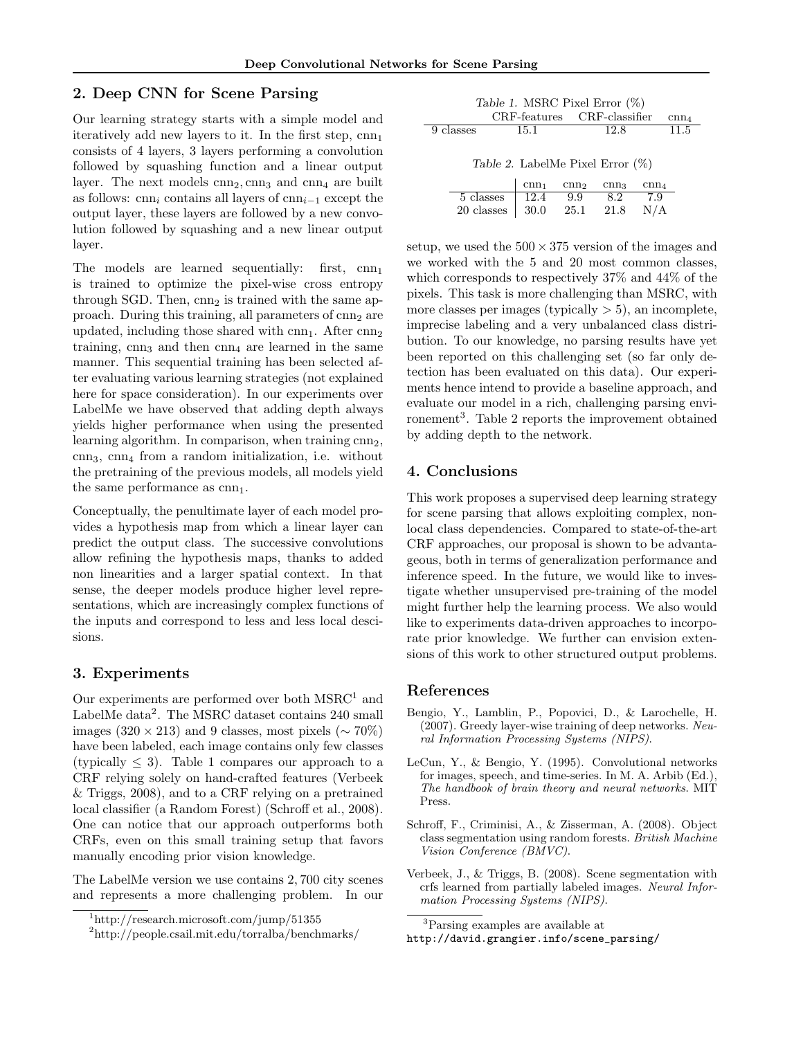## 2. Deep CNN for Scene Parsing

Our learning strategy starts with a simple model and iteratively add new layers to it. In the first step, $\text{cnn}_1$ consists of 4 layers, 3 layers performing a convolution followed by squashing function and a linear output layer. The next models $\text{cnn}_2, \text{cnn}_3$ and $\text{cnn}_4$ are built as follows: $\text{cnn}_i$ contains all layers of $\text{cnn}_{i-1}$ except the output layer, these layers are followed by a new convolution followed by squashing and a new linear output layer.

The models are learned sequentially: first, $\text{cnn}_1$ is trained to optimize the pixel-wise cross entropy through SGD. Then, $\text{cnn}_2$ is trained with the same approach. During this training, all parameters of $\text{cnn}_2$ are updated, including those shared with $\text{cnn}_1$. After $\text{cnn}_2$ training, $\text{cnn}_3$ and then $\text{cnn}_4$ are learned in the same manner. This sequential training has been selected after evaluating various learning strategies (not explained here for space consideration). In our experiments over LabelMe we have observed that adding depth always yields higher performance when using the presented learning algorithm. In comparison, when training $\text{cnn}_2$, $\text{cnn}_3$, $\text{cnn}_4$ from a random initialization, i.e. without the pretraining of the previous models, all models yield the same performance as $\text{cnn}_1$.

Conceptually, the penultimate layer of each model provides a hypothesis map from which a linear layer can predict the output class. The successive convolutions allow refining the hypothesis maps, thanks to added non linearities and a larger spatial context. In that sense, the deeper models produce higher level representations, which are increasingly complex functions of the inputs and correspond to less and less local descisions.

## 3. Experiments

Our experiments are performed over both MSRC[1] and LabelMe data[2]. The MSRC dataset contains 240 small images ($320 \times 213$) and 9 classes, most pixels ($\sim 70\%$) have been labeled, each image contains only few classes (typically $\leq 3$). Table 1 compares our approach to a CRF relying solely on hand-crafted features (Verbeek & Triggs, 2008), and to a CRF relying on a pretrained local classifier (a Random Forest) (Schroff et al., 2008). One can notice that our approach outperforms both CRFs, even on this small training setup that favors manually encoding prior vision knowledge.

*Table 1.* MSRC Pixel Error (%)

| | CRF-features | CRF-classifier | $\text{cnn}_4$ |
|---|---|---|---|
| 9 classes | 15.1 | 12.8 | 11.5 |

*Table 2.* LabelMe Pixel Error (%)

| | $\text{cnn}_1$ | $\text{cnn}_2$ | $\text{cnn}_3$ | $\text{cnn}_4$ |
|---|---|---|---|---|
| 5 classes | 12.4 | 9.9 | 8.2 | 7.9 |
| 20 classes | 30.0 | 25.1 | 21.8 | N/A |

The LabelMe version we use contains 2,700 city scenes and represents a more challenging problem. In our setup, we used the $500 \times 375$ version of the images and we worked with the 5 and 20 most common classes, which corresponds to respectively 37% and 44% of the pixels. This task is more challenging than MSRC, with more classes per images (typically $> 5$), an incomplete, imprecise labeling and a very unbalanced class distribution. To our knowledge, no parsing results have yet been reported on this challenging set (so far only detection has been evaluated on this data). Our experiments hence intend to provide a baseline approach, and evaluate our model in a rich, challenging parsing environement[3]. Table 2 reports the improvement obtained by adding depth to the network.

## 4. Conclusions

This work proposes a supervised deep learning strategy for scene parsing that allows exploiting complex, non-local class dependencies. Compared to state-of-the-art CRF approaches, our proposal is shown to be advantageous, both in terms of generalization performance and inference speed. In the future, we would like to investigate whether unsupervised pre-training of the model might further help the learning process. We also would like to experiments data-driven approaches to incorporate prior knowledge. We further can envision extensions of this work to other structured output problems.

## References

Bengio, Y., Lamblin, P., Popovici, D., & Larochelle, H. (2007). Greedy layer-wise training of deep networks. *Neural Information Processing Systems (NIPS)*.

LeCun, Y., & Bengio, Y. (1995). Convolutional networks for images, speech, and time-series. In M. A. Arbib (Ed.), *The handbook of brain theory and neural networks*. MIT Press.

Schroff, F., Criminisi, A., & Zisserman, A. (2008). Object class segmentation using random forests. *British Machine Vision Conference (BMVC)*.

Verbeek, J., & Triggs, B. (2008). Scene segmentation with crfs learned from partially labeled images. *Neural Information Processing Systems (NIPS)*.

---

[1] http://research.microsoft.com/jump/51355

[2] http://people.csail.mit.edu/torralba/benchmarks/

[3] Parsing examples are available at http://david.grangier.info/scene_parsing/